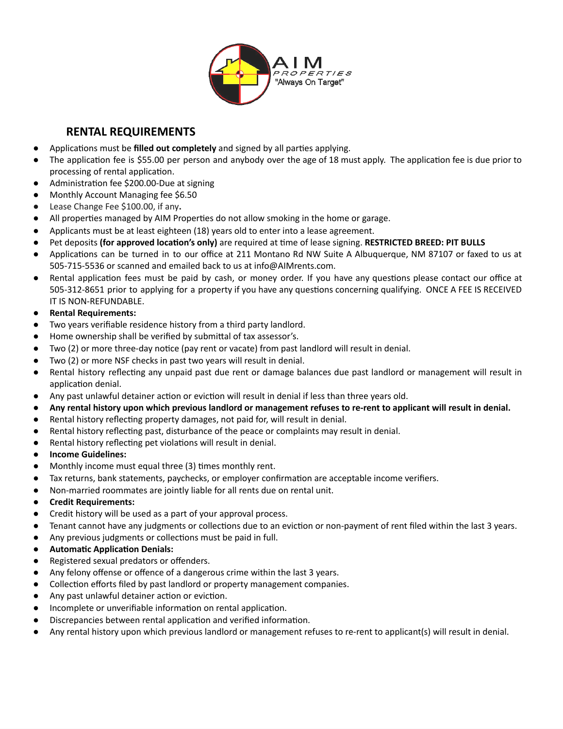AIM PROPERTIES "Always On Target"

## RENTAL REQUIREMENTS

- Applications must be **filled out completely** and signed by all parties applying.
- The application fee is $55.00 per person and anybody over the age of 18 must apply. The application fee is due prior to processing of rental application.
- Administration fee $200.00-Due at signing
- Monthly Account Managing fee $6.50
- Lease Change Fee $100.00, if any.
- All properties managed by AIM Properties do not allow smoking in the home or garage.
- Applicants must be at least eighteen (18) years old to enter into a lease agreement.
- Pet deposits **(for approved location's only)** are required at time of lease signing. **RESTRICTED BREED: PIT BULLS**
- Applications can be turned in to our office at 211 Montano Rd NW Suite A Albuquerque, NM 87107 or faxed to us at 505-715-5536 or scanned and emailed back to us at info@AIMrents.com.
- Rental application fees must be paid by cash, or money order. If you have any questions please contact our office at 505-312-8651 prior to applying for a property if you have any questions concerning qualifying. ONCE A FEE IS RECEIVED IT IS NON-REFUNDABLE.
- **Rental Requirements:**
- Two years verifiable residence history from a third party landlord.
- Home ownership shall be verified by submittal of tax assessor's.
- Two (2) or more three-day notice (pay rent or vacate) from past landlord will result in denial.
- Two (2) or more NSF checks in past two years will result in denial.
- Rental history reflecting any unpaid past due rent or damage balances due past landlord or management will result in application denial.
- Any past unlawful detainer action or eviction will result in denial if less than three years old.
- **Any rental history upon which previous landlord or management refuses to re-rent to applicant will result in denial.**
- Rental history reflecting property damages, not paid for, will result in denial.
- Rental history reflecting past, disturbance of the peace or complaints may result in denial.
- Rental history reflecting pet violations will result in denial.
- **Income Guidelines:**
- Monthly income must equal three (3) times monthly rent.
- Tax returns, bank statements, paychecks, or employer confirmation are acceptable income verifiers.
- Non-married roommates are jointly liable for all rents due on rental unit.
- **Credit Requirements:**
- Credit history will be used as a part of your approval process.
- Tenant cannot have any judgments or collections due to an eviction or non-payment of rent filed within the last 3 years.
- Any previous judgments or collections must be paid in full.
- **Automatic Application Denials:**
- Registered sexual predators or offenders.
- Any felony offense or offence of a dangerous crime within the last 3 years.
- Collection efforts filed by past landlord or property management companies.
- Any past unlawful detainer action or eviction.
- Incomplete or unverifiable information on rental application.
- Discrepancies between rental application and verified information.
- Any rental history upon which previous landlord or management refuses to re-rent to applicant(s) will result in denial.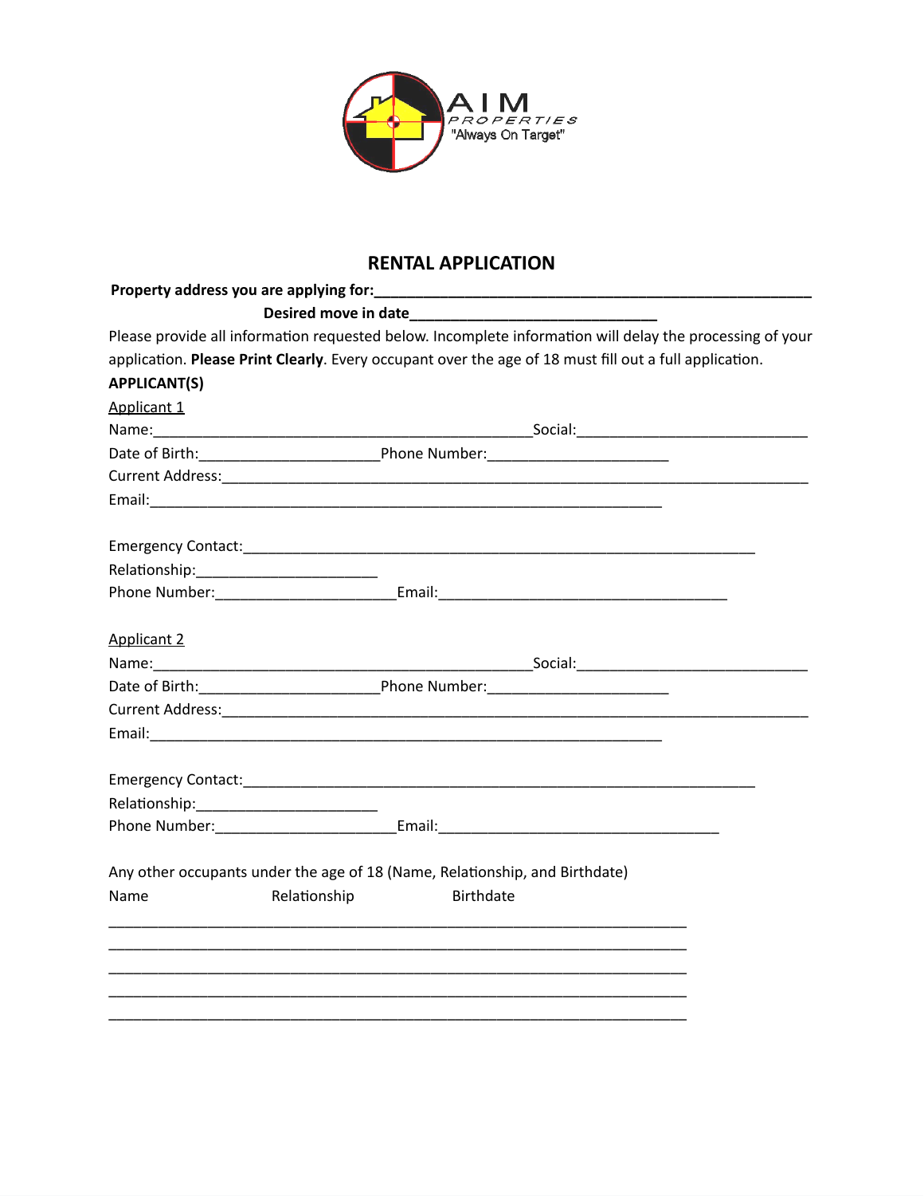AIM PROPERTIES "Always On Target"

# RENTAL APPLICATION

**Property address you are applying for:_______________________________________________________**

**Desired move in date______________________________**

Please provide all information requested below. Incomplete information will delay the processing of your application. **Please Print Clearly**. Every occupant over the age of 18 must fill out a full application.

**APPLICANT(S)**

Applicant 1

Name:_______________________________________________Social:____________________________

Date of Birth:_____________________Phone Number:_____________________

Current Address:___________________________________________________________________________

Email:____________________________________________________________

Emergency Contact:____________________________________________________________

Relationship:_____________________

Phone Number:_____________________Email:__________________________________

Applicant 2

Name:_______________________________________________Social:____________________________

Date of Birth:_____________________Phone Number:_____________________

Current Address:___________________________________________________________________________

Email:____________________________________________________________

Emergency Contact:____________________________________________________________

Relationship:_____________________

Phone Number:_____________________Email:_________________________________

Any other occupants under the age of 18 (Name, Relationship, and Birthdate)

| Name | Relationship | Birthdate |
|---|---|---|
| | | |
| | | |
| | | |
| | | |
| | | |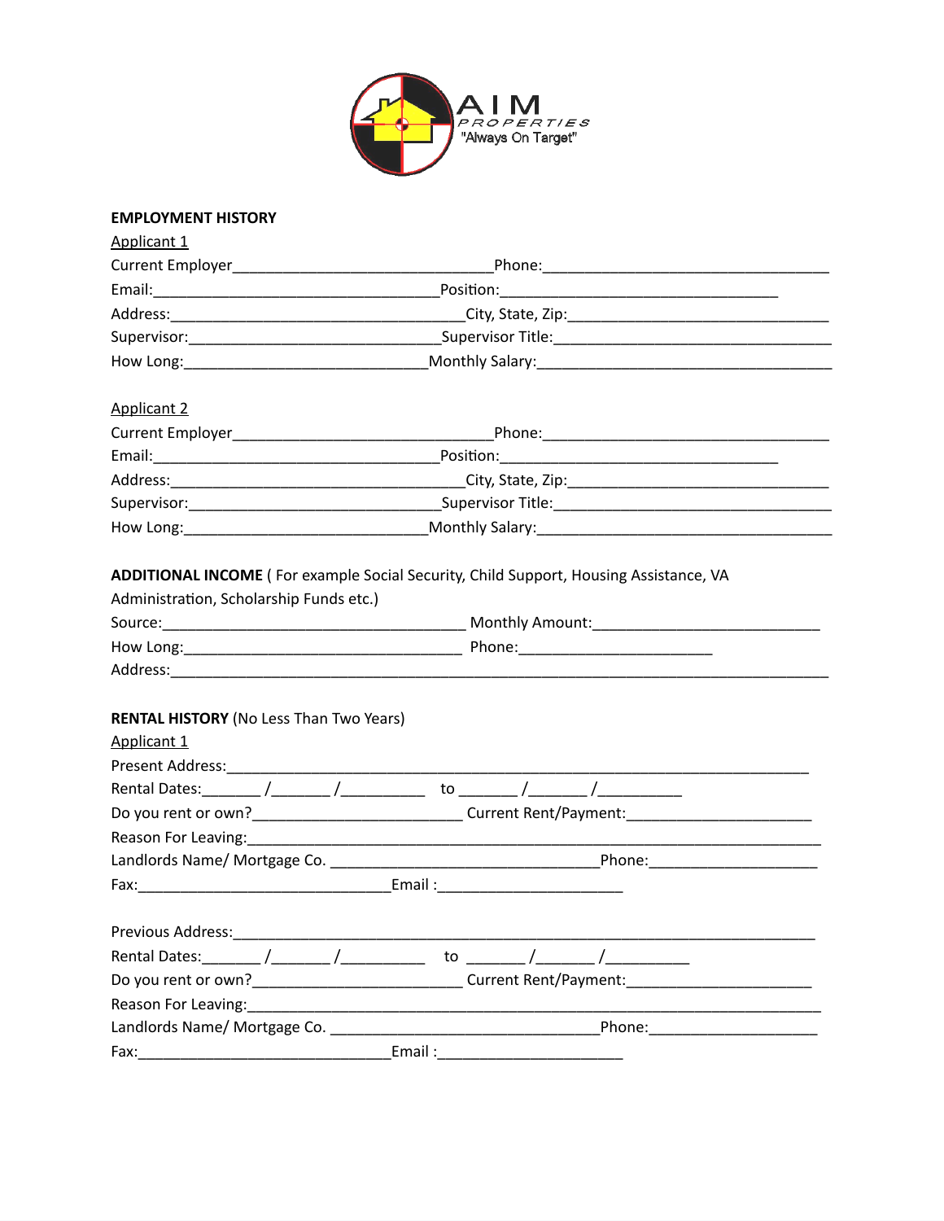AIM PROPERTIES "Always On Target"

**EMPLOYMENT HISTORY**

Applicant 1

Current Employer_______________________________Phone:___________________________________

Email:__________________________________Position:_________________________________

Address:__________________________________City, State, Zip:______________________________

Supervisor:______________________________Supervisor Title:_________________________________

How Long:_____________________________Monthly Salary:___________________________________

Applicant 2

Current Employer_______________________________Phone:___________________________________

Email:__________________________________Position:_________________________________

Address:__________________________________City, State, Zip:______________________________

Supervisor:______________________________Supervisor Title:_________________________________

How Long:_____________________________Monthly Salary:___________________________________

**ADDITIONAL INCOME** ( For example Social Security, Child Support, Housing Assistance, VA Administration, Scholarship Funds etc.)

Source:____________________________________ Monthly Amount:___________________________

How Long:_________________________________ Phone:______________________

Address:_____________________________________________________________________________

**RENTAL HISTORY** (No Less Than Two Years)

Applicant 1

Present Address:_____________________________________________________________________

Rental Dates:_______ /_______ /__________ to _______ /_______ /__________

Do you rent or own?_________________________ Current Rent/Payment:______________________

Reason For Leaving:___________________________________________________________________

Landlords Name/ Mortgage Co. _________________________________Phone:____________________

Fax:______________________________Email :______________________

Previous Address:_____________________________________________________________________

Rental Dates:_______ /_______ /__________ to _______ /_______ /__________

Do you rent or own?_________________________ Current Rent/Payment:______________________

Reason For Leaving:___________________________________________________________________

Landlords Name/ Mortgage Co. _________________________________Phone:____________________

Fax:______________________________Email :______________________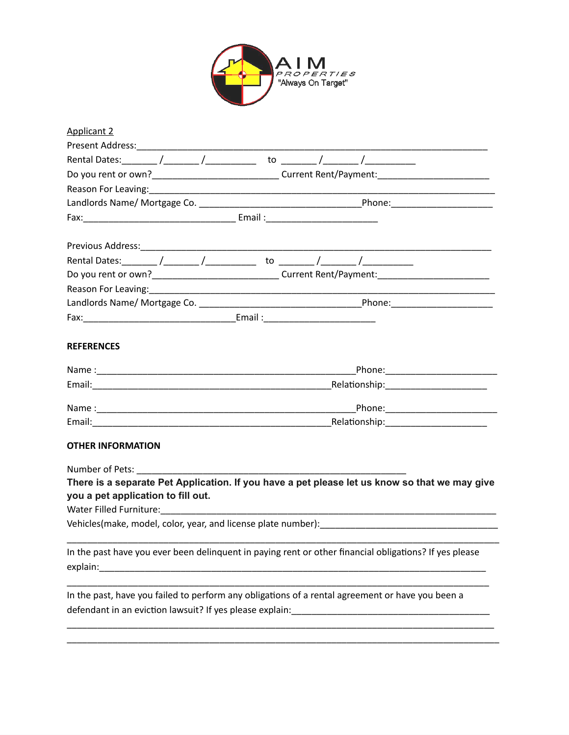AIM PROPERTIES
"Always On Target"

Applicant 2

Present Address:_______________________________________________________________________

Rental Dates:_______ /_______ /__________ to _______ /_______ /__________

Do you rent or own?_________________________ Current Rent/Payment:______________________

Reason For Leaving:_____________________________________________________________________

Landlords Name/ Mortgage Co. ________________________________Phone:____________________

Fax:______________________________ Email :______________________

Previous Address:______________________________________________________________________

Rental Dates:_______ /_______ /__________ to _______ /_______ /__________

Do you rent or own?_________________________ Current Rent/Payment:______________________

Reason For Leaving:_____________________________________________________________________

Landlords Name/ Mortgage Co. ________________________________Phone:____________________

Fax:______________________________Email :______________________

**REFERENCES**

Name :_____________________________________________________Phone:______________________

Email:______________________________________________Relationship:____________________

Name :_____________________________________________________Phone:______________________

Email:______________________________________________Relationship:____________________

**OTHER INFORMATION**

Number of Pets: _____________________________________________________

**There is a separate Pet Application. If you have a pet please let us know so that we may give you a pet application to fill out.**

Water Filled Furniture:__________________________________________________________________

Vehicles(make, model, color, year, and license plate number):___________________________________

_______________________________________________________________________________________

In the past have you ever been delinquent in paying rent or other financial obligations? If yes please explain:_____________________________________________________________________________

_______________________________________________________________________________________

In the past, have you failed to perform any obligations of a rental agreement or have you been a defendant in an eviction lawsuit? If yes please explain:_______________________________________

_______________________________________________________________________________________

_______________________________________________________________________________________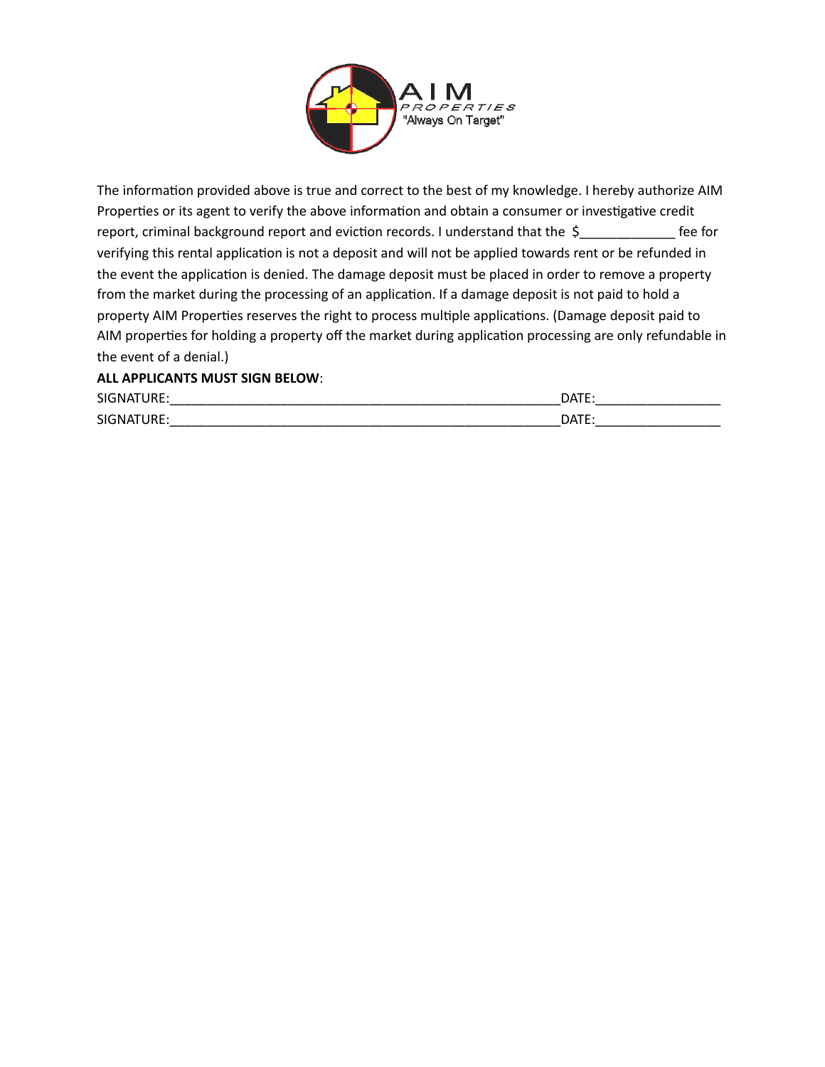AIM PROPERTIES "Always On Target"

The information provided above is true and correct to the best of my knowledge. I hereby authorize AIM Properties or its agent to verify the above information and obtain a consumer or investigative credit report, criminal background report and eviction records. I understand that the $_____________ fee for verifying this rental application is not a deposit and will not be applied towards rent or be refunded in the event the application is denied. The damage deposit must be placed in order to remove a property from the market during the processing of an application. If a damage deposit is not paid to hold a property AIM Properties reserves the right to process multiple applications. (Damage deposit paid to AIM properties for holding a property off the market during application processing are only refundable in the event of a denial.)

**ALL APPLICANTS MUST SIGN BELOW**:

SIGNATURE:_______________________________________________________DATE:_________________

SIGNATURE:_______________________________________________________DATE:_________________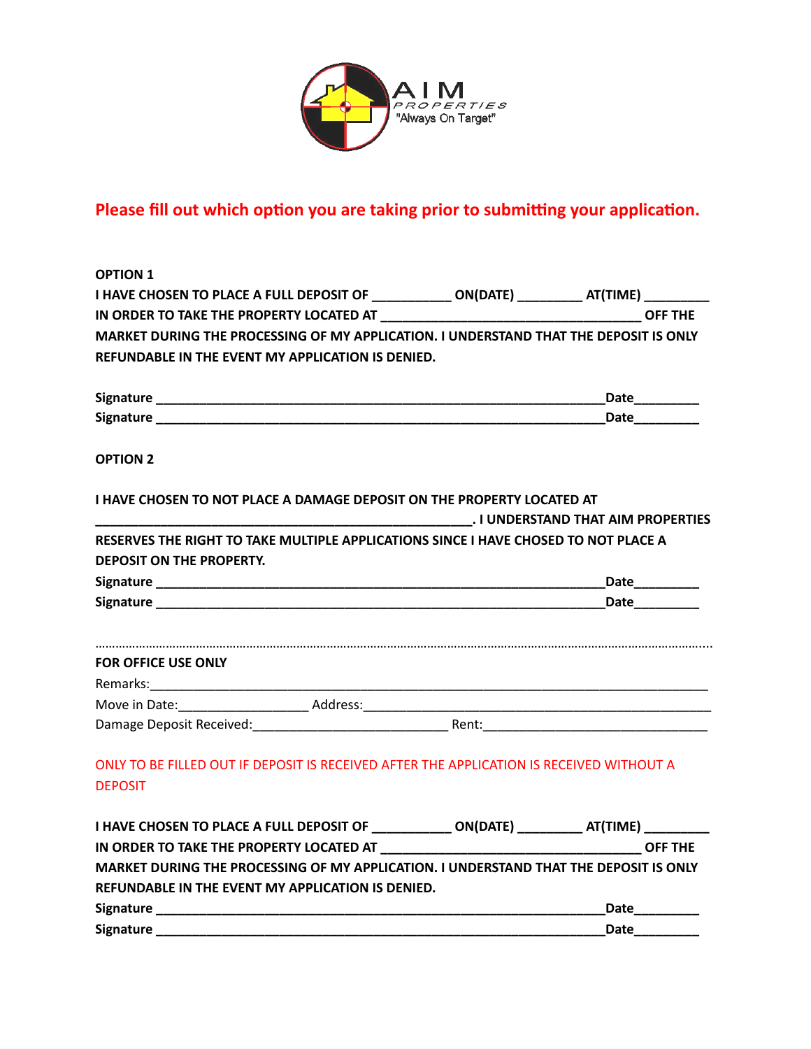AIM PROPERTIES
"Always On Target"

**Please fill out which option you are taking prior to submitting your application.**

**OPTION 1**

**I HAVE CHOSEN TO PLACE A FULL DEPOSIT OF ___________ ON(DATE) _________ AT(TIME) _________ IN ORDER TO TAKE THE PROPERTY LOCATED AT _____________________________________ OFF THE MARKET DURING THE PROCESSING OF MY APPLICATION. I UNDERSTAND THAT THE DEPOSIT IS ONLY REFUNDABLE IN THE EVENT MY APPLICATION IS DENIED.**

**Signature _________________________________________________________________Date_________**

**Signature _________________________________________________________________Date_________**

**OPTION 2**

**I HAVE CHOSEN TO NOT PLACE A DAMAGE DEPOSIT ON THE PROPERTY LOCATED AT _______________________________________________________. I UNDERSTAND THAT AIM PROPERTIES RESERVES THE RIGHT TO TAKE MULTIPLE APPLICATIONS SINCE I HAVE CHOSED TO NOT PLACE A DEPOSIT ON THE PROPERTY.**

**Signature _________________________________________________________________Date_________**

**Signature _________________________________________________________________Date_________**

..........................................................................................................................................................................

**FOR OFFICE USE ONLY**

Remarks:_________________________________________________________________________________

Move in Date:__________________ Address:________________________________________________

Damage Deposit Received:____________________________ Rent:________________________________

ONLY TO BE FILLED OUT IF DEPOSIT IS RECEIVED AFTER THE APPLICATION IS RECEIVED WITHOUT A DEPOSIT

**I HAVE CHOSEN TO PLACE A FULL DEPOSIT OF ___________ ON(DATE) _________ AT(TIME) _________ IN ORDER TO TAKE THE PROPERTY LOCATED AT _____________________________________ OFF THE MARKET DURING THE PROCESSING OF MY APPLICATION. I UNDERSTAND THAT THE DEPOSIT IS ONLY REFUNDABLE IN THE EVENT MY APPLICATION IS DENIED.**

**Signature _________________________________________________________________Date_________**

**Signature _________________________________________________________________Date_________**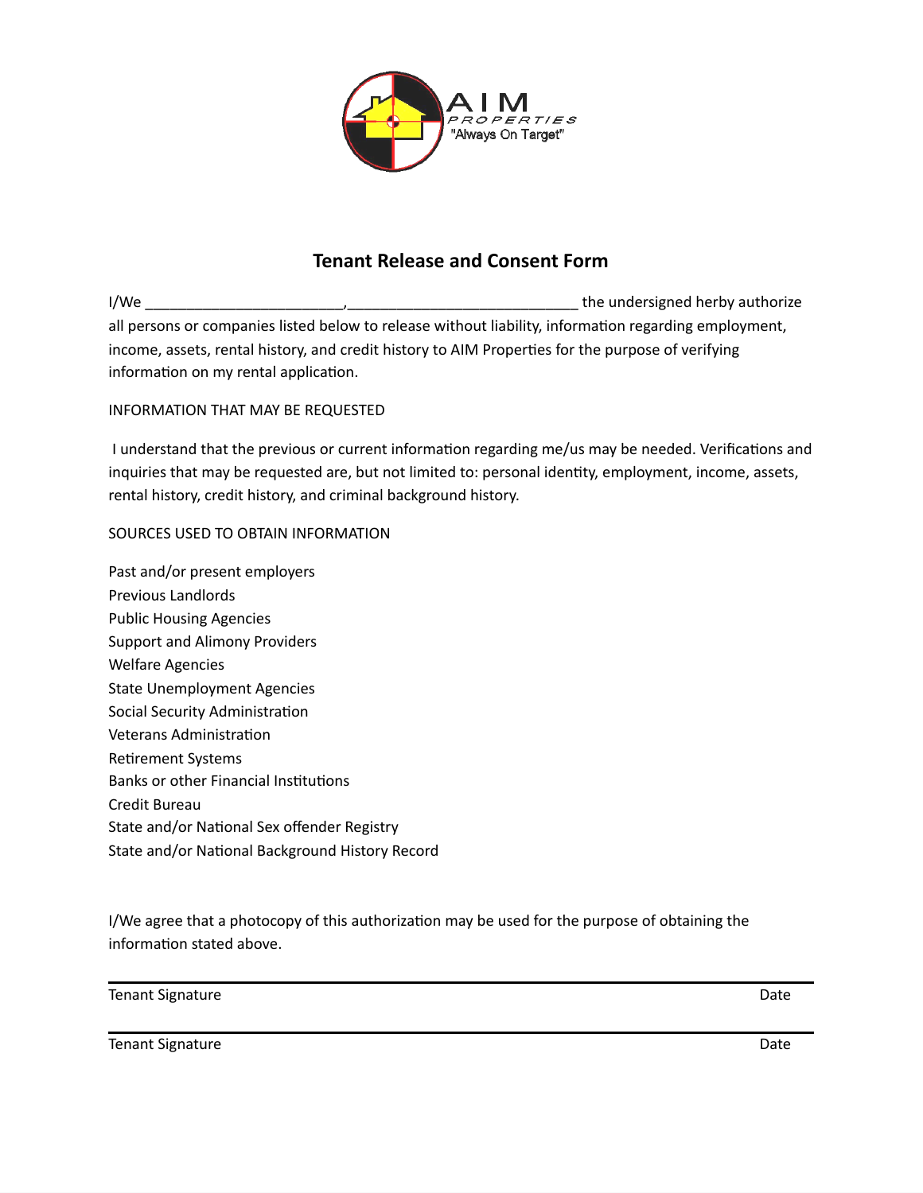AIM
PROPERTIES
"Always On Target"

## Tenant Release and Consent Form

I/We ________________________,____________________________ the undersigned herby authorize all persons or companies listed below to release without liability, information regarding employment, income, assets, rental history, and credit history to AIM Properties for the purpose of verifying information on my rental application.

INFORMATION THAT MAY BE REQUESTED

I understand that the previous or current information regarding me/us may be needed. Verifications and inquiries that may be requested are, but not limited to: personal identity, employment, income, assets, rental history, credit history, and criminal background history.

SOURCES USED TO OBTAIN INFORMATION

Past and/or present employers
Previous Landlords
Public Housing Agencies
Support and Alimony Providers
Welfare Agencies
State Unemployment Agencies
Social Security Administration
Veterans Administration
Retirement Systems
Banks or other Financial Institutions
Credit Bureau
State and/or National Sex offender Registry
State and/or National Background History Record

I/We agree that a photocopy of this authorization may be used for the purpose of obtaining the information stated above.

_______________________________________________

Tenant Signature Date

_______________________________________________

Tenant Signature Date